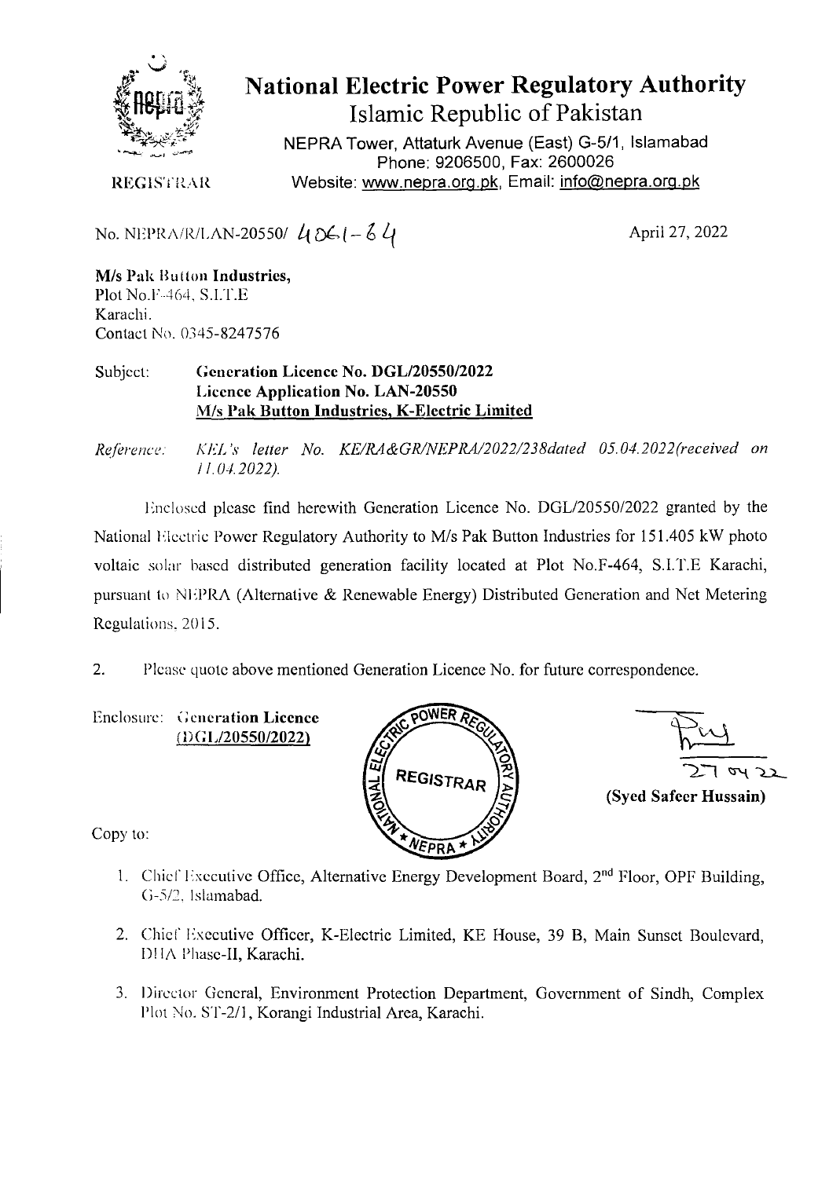# National Electric Power Regulatory Authority

Islamic Republic of Pakistan

NEPRA Tower, Attaturk Avenue (East) G-5/1, Islamabad
Phone: 9206500, Fax: 2600026
Website: www.nepra.org.pk, Email: info@nepra.org.pk

REGISTRAR

No. NEPRA/R/LAN-20550/ 4061-64

April 27, 2022

**M/s Pak Button Industries,**
Plot No.F-464, S.I.T.E
Karachi.
Contact No. 0345-8247576

Subject: **Generation Licence No. DGL/20550/2022**
**Licence Application No. LAN-20550**
**M/s Pak Button Industries, K-Electric Limited**

*Reference: KEL's letter No. KE/RA&GR/NEPRA/2022/238dated 05.04.2022(received on 11.04.2022).*

Enclosed please find herewith Generation Licence No. DGL/20550/2022 granted by the National Electric Power Regulatory Authority to M/s Pak Button Industries for 151.405 kW photo voltaic solar based distributed generation facility located at Plot No.F-464, S.I.T.E Karachi, pursuant to NEPRA (Alternative & Renewable Energy) Distributed Generation and Net Metering Regulations, 2015.

2. Please quote above mentioned Generation Licence No. for future correspondence.

Enclosure: **Generation Licence (DGL/20550/2022)**

27 04 22

**(Syed Safeer Hussain)**

Copy to:

1. Chief Executive Office, Alternative Energy Development Board, 2nd Floor, OPF Building, G-5/2, Islamabad.
2. Chief Executive Officer, K-Electric Limited, KE House, 39 B, Main Sunset Boulevard, DHA Phase-II, Karachi.
3. Director General, Environment Protection Department, Government of Sindh, Complex Plot No. ST-2/1, Korangi Industrial Area, Karachi.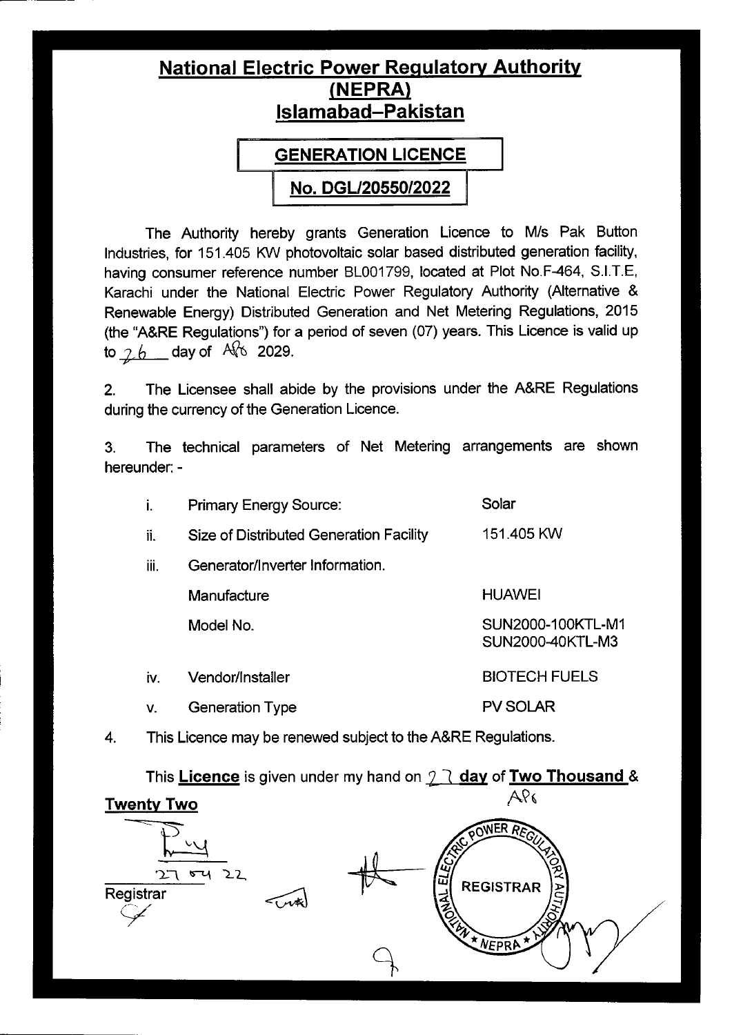# National Electric Power Regulatory Authority (NEPRA) Islamabad–Pakistan

## GENERATION LICENCE

## No. DGL/20550/2022

The Authority hereby grants Generation Licence to M/s Pak Button Industries, for 151.405 KW photovoltaic solar based distributed generation facility, having consumer reference number BL001799, located at Plot No.F-464, S.I.T.E, Karachi under the National Electric Power Regulatory Authority (Alternative & Renewable Energy) Distributed Generation and Net Metering Regulations, 2015 (the "A&RE Regulations") for a period of seven (07) years. This Licence is valid up to 26 day of APR 2029.

2. The Licensee shall abide by the provisions under the A&RE Regulations during the currency of the Generation Licence.

3. The technical parameters of Net Metering arrangements are shown hereunder: -

| | | |
|---|---|---|
| i. | Primary Energy Source: | Solar |
| ii. | Size of Distributed Generation Facility | 151.405 KW |
| iii. | Generator/Inverter Information. | |
| | Manufacture | HUAWEI |
| | Model No. | SUN2000-100KTL-M1<br>SUN2000-40KTL-M3 |
| iv. | Vendor/Installer | BIOTECH FUELS |
| v. | Generation Type | PV SOLAR |

4. This Licence may be renewed subject to the A&RE Regulations.

This **Licence** is given under my hand on 27 **day** of **Two Thousand** & **Twenty Two** APR

27 04 22

Registrar

REGISTRAR
NATIONAL ELECTRIC POWER REGULATORY AUTHORITY
NEPRA